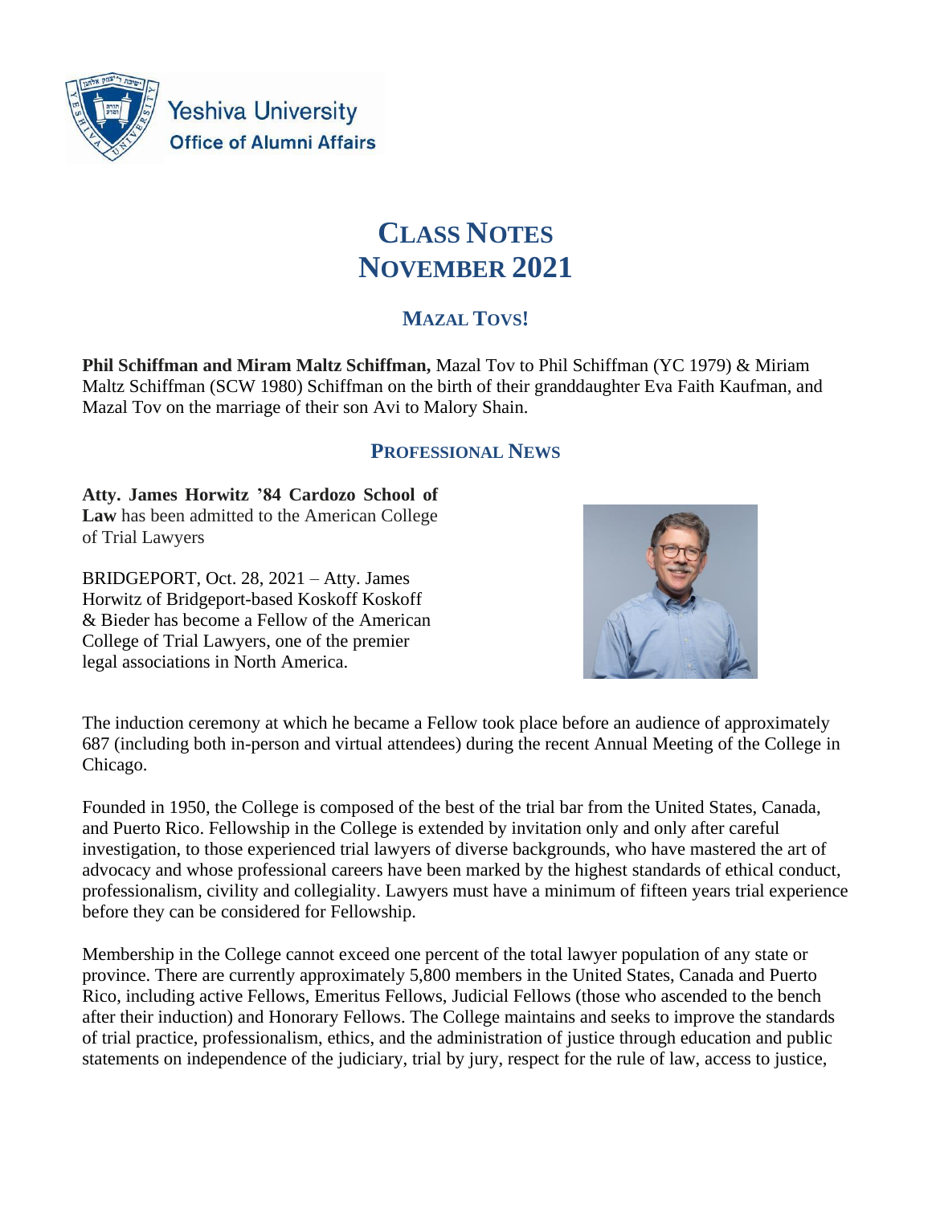Yeshiva University
Office of Alumni Affairs

# CLASS NOTES
# NOVEMBER 2021

## MAZAL TOVS!

**Phil Schiffman and Miram Maltz Schiffman,** Mazal Tov to Phil Schiffman (YC 1979) & Miriam Maltz Schiffman (SCW 1980) Schiffman on the birth of their granddaughter Eva Faith Kaufman, and Mazal Tov on the marriage of their son Avi to Malory Shain.

## PROFESSIONAL NEWS

**Atty. James Horwitz '84 Cardozo School of Law** has been admitted to the American College of Trial Lawyers

BRIDGEPORT, Oct. 28, 2021 – Atty. James Horwitz of Bridgeport-based Koskoff Koskoff & Bieder has become a Fellow of the American College of Trial Lawyers, one of the premier legal associations in North America.

The induction ceremony at which he became a Fellow took place before an audience of approximately 687 (including both in-person and virtual attendees) during the recent Annual Meeting of the College in Chicago.

Founded in 1950, the College is composed of the best of the trial bar from the United States, Canada, and Puerto Rico. Fellowship in the College is extended by invitation only and only after careful investigation, to those experienced trial lawyers of diverse backgrounds, who have mastered the art of advocacy and whose professional careers have been marked by the highest standards of ethical conduct, professionalism, civility and collegiality. Lawyers must have a minimum of fifteen years trial experience before they can be considered for Fellowship.

Membership in the College cannot exceed one percent of the total lawyer population of any state or province. There are currently approximately 5,800 members in the United States, Canada and Puerto Rico, including active Fellows, Emeritus Fellows, Judicial Fellows (those who ascended to the bench after their induction) and Honorary Fellows. The College maintains and seeks to improve the standards of trial practice, professionalism, ethics, and the administration of justice through education and public statements on independence of the judiciary, trial by jury, respect for the rule of law, access to justice,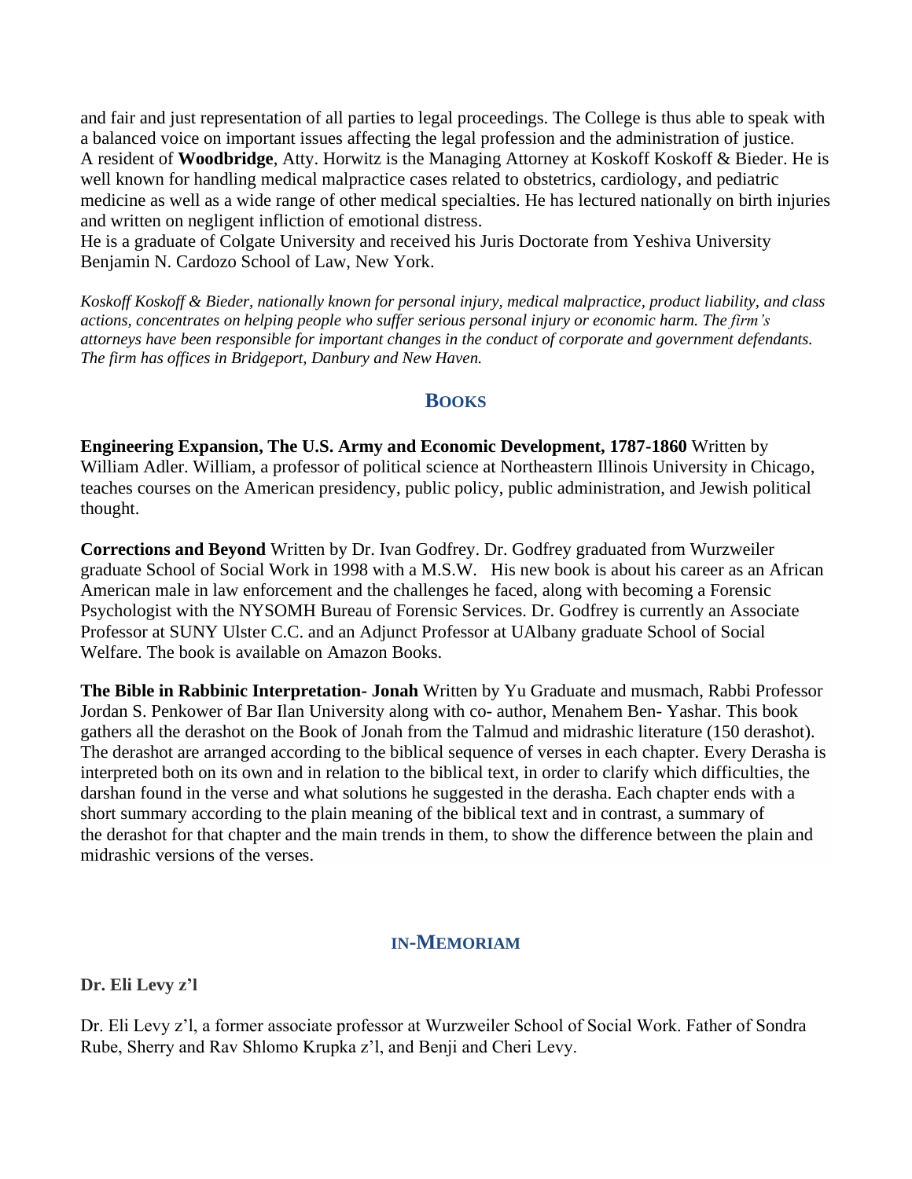and fair and just representation of all parties to legal proceedings. The College is thus able to speak with a balanced voice on important issues affecting the legal profession and the administration of justice.
A resident of **Woodbridge**, Atty. Horwitz is the Managing Attorney at Koskoff Koskoff & Bieder. He is well known for handling medical malpractice cases related to obstetrics, cardiology, and pediatric medicine as well as a wide range of other medical specialties. He has lectured nationally on birth injuries and written on negligent infliction of emotional distress.
He is a graduate of Colgate University and received his Juris Doctorate from Yeshiva University Benjamin N. Cardozo School of Law, New York.

*Koskoff Koskoff & Bieder, nationally known for personal injury, medical malpractice, product liability, and class actions, concentrates on helping people who suffer serious personal injury or economic harm. The firm's attorneys have been responsible for important changes in the conduct of corporate and government defendants. The firm has offices in Bridgeport, Danbury and New Haven.*

## BOOKS

**Engineering Expansion, The U.S. Army and Economic Development, 1787-1860** Written by William Adler. William, a professor of political science at Northeastern Illinois University in Chicago, teaches courses on the American presidency, public policy, public administration, and Jewish political thought.

**Corrections and Beyond** Written by Dr. Ivan Godfrey. Dr. Godfrey graduated from Wurzweiler graduate School of Social Work in 1998 with a M.S.W. His new book is about his career as an African American male in law enforcement and the challenges he faced, along with becoming a Forensic Psychologist with the NYSOMH Bureau of Forensic Services. Dr. Godfrey is currently an Associate Professor at SUNY Ulster C.C. and an Adjunct Professor at UAlbany graduate School of Social Welfare. The book is available on Amazon Books.

**The Bible in Rabbinic Interpretation- Jonah** Written by Yu Graduate and musmach, Rabbi Professor Jordan S. Penkower of Bar Ilan University along with co- author, Menahem Ben- Yashar. This book gathers all the derashot on the Book of Jonah from the Talmud and midrashic literature (150 derashot). The derashot are arranged according to the biblical sequence of verses in each chapter. Every Derasha is interpreted both on its own and in relation to the biblical text, in order to clarify which difficulties, the darshan found in the verse and what solutions he suggested in the derasha. Each chapter ends with a short summary according to the plain meaning of the biblical text and in contrast, a summary of the derashot for that chapter and the main trends in them, to show the difference between the plain and midrashic versions of the verses.

## IN-MEMORIAM

**Dr. Eli Levy z'l**

Dr. Eli Levy z'l, a former associate professor at Wurzweiler School of Social Work. Father of Sondra Rube, Sherry and Rav Shlomo Krupka z'l, and Benji and Cheri Levy.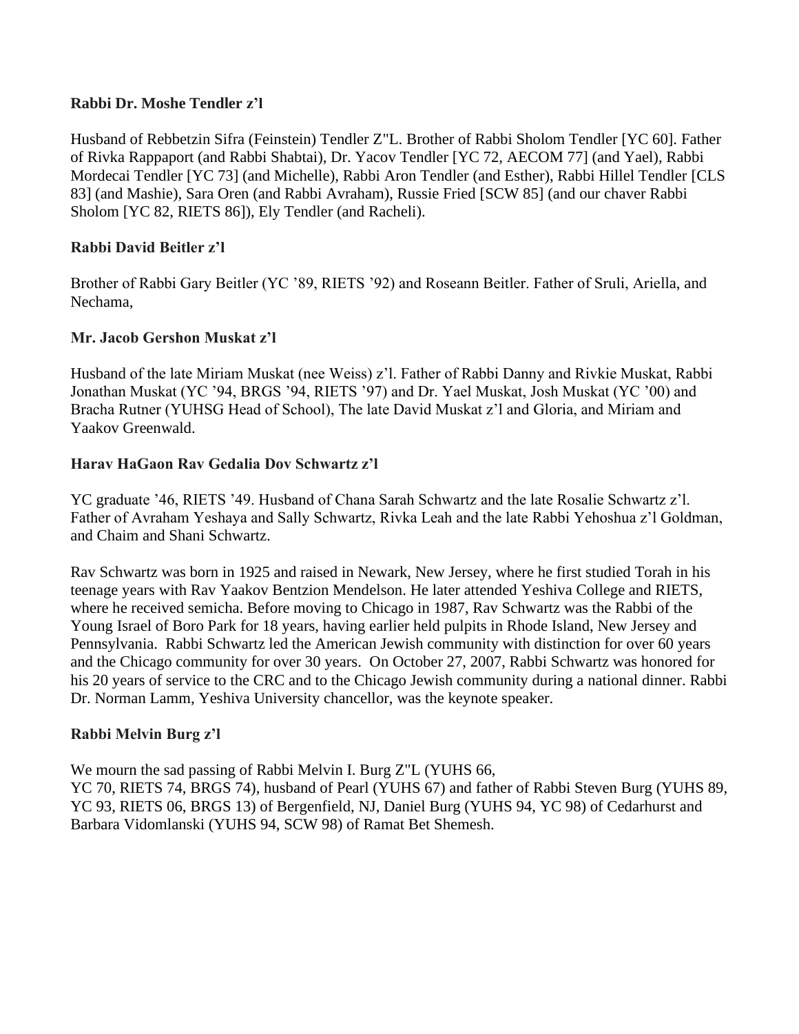**Rabbi Dr. Moshe Tendler z'l**

Husband of Rebbetzin Sifra (Feinstein) Tendler Z"L. Brother of Rabbi Sholom Tendler [YC 60]. Father of Rivka Rappaport (and Rabbi Shabtai), Dr. Yacov Tendler [YC 72, AECOM 77] (and Yael), Rabbi Mordecai Tendler [YC 73] (and Michelle), Rabbi Aron Tendler (and Esther), Rabbi Hillel Tendler [CLS 83] (and Mashie), Sara Oren (and Rabbi Avraham), Russie Fried [SCW 85] (and our chaver Rabbi Sholom [YC 82, RIETS 86]), Ely Tendler (and Racheli).

**Rabbi David Beitler z'l**

Brother of Rabbi Gary Beitler (YC '89, RIETS '92) and Roseann Beitler. Father of Sruli, Ariella, and Nechama,

**Mr. Jacob Gershon Muskat z'l**

Husband of the late Miriam Muskat (nee Weiss) z'l. Father of Rabbi Danny and Rivkie Muskat, Rabbi Jonathan Muskat (YC '94, BRGS '94, RIETS '97) and Dr. Yael Muskat, Josh Muskat (YC '00) and Bracha Rutner (YUHSG Head of School), The late David Muskat z'l and Gloria, and Miriam and Yaakov Greenwald.

**Harav HaGaon Rav Gedalia Dov Schwartz z'l**

YC graduate '46, RIETS '49. Husband of Chana Sarah Schwartz and the late Rosalie Schwartz z'l. Father of Avraham Yeshaya and Sally Schwartz, Rivka Leah and the late Rabbi Yehoshua z'l Goldman, and Chaim and Shani Schwartz.

Rav Schwartz was born in 1925 and raised in Newark, New Jersey, where he first studied Torah in his teenage years with Rav Yaakov Bentzion Mendelson. He later attended Yeshiva College and RIETS, where he received semicha. Before moving to Chicago in 1987, Rav Schwartz was the Rabbi of the Young Israel of Boro Park for 18 years, having earlier held pulpits in Rhode Island, New Jersey and Pennsylvania. Rabbi Schwartz led the American Jewish community with distinction for over 60 years and the Chicago community for over 30 years. On October 27, 2007, Rabbi Schwartz was honored for his 20 years of service to the CRC and to the Chicago Jewish community during a national dinner. Rabbi Dr. Norman Lamm, Yeshiva University chancellor, was the keynote speaker.

**Rabbi Melvin Burg z'l**

We mourn the sad passing of Rabbi Melvin I. Burg Z"L (YUHS 66, YC 70, RIETS 74, BRGS 74), husband of Pearl (YUHS 67) and father of Rabbi Steven Burg (YUHS 89, YC 93, RIETS 06, BRGS 13) of Bergenfield, NJ, Daniel Burg (YUHS 94, YC 98) of Cedarhurst and Barbara Vidomlanski (YUHS 94, SCW 98) of Ramat Bet Shemesh.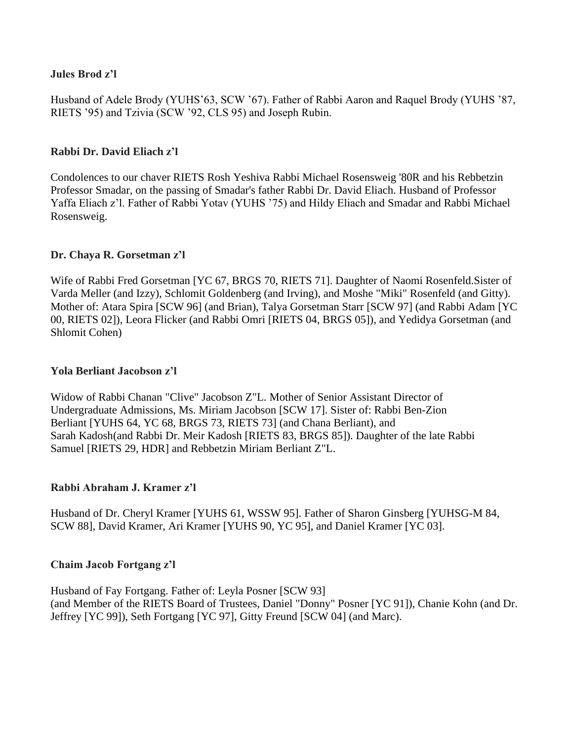**Jules Brod z'l**

Husband of Adele Brody (YUHS'63, SCW '67). Father of Rabbi Aaron and Raquel Brody (YUHS '87, RIETS '95) and Tzivia (SCW '92, CLS 95) and Joseph Rubin.

**Rabbi Dr. David Eliach z'l**

Condolences to our chaver RIETS Rosh Yeshiva Rabbi Michael Rosensweig '80R and his Rebbetzin Professor Smadar, on the passing of Smadar's father Rabbi Dr. David Eliach. Husband of Professor Yaffa Eliach z'l. Father of Rabbi Yotav (YUHS '75) and Hildy Eliach and Smadar and Rabbi Michael Rosensweig.

**Dr. Chaya R. Gorsetman z'l**

Wife of Rabbi Fred Gorsetman [YC 67, BRGS 70, RIETS 71]. Daughter of Naomi Rosenfeld.Sister of Varda Meller (and Izzy), Schlomit Goldenberg (and Irving), and Moshe "Miki" Rosenfeld (and Gitty). Mother of: Atara Spira [SCW 96] (and Brian), Talya Gorsetman Starr [SCW 97] (and Rabbi Adam [YC 00, RIETS 02]), Leora Flicker (and Rabbi Omri [RIETS 04, BRGS 05]), and Yedidya Gorsetman (and Shlomit Cohen)

**Yola Berliant Jacobson z'l**

Widow of Rabbi Chanan "Clive" Jacobson Z"L. Mother of Senior Assistant Director of Undergraduate Admissions, Ms. Miriam Jacobson [SCW 17]. Sister of: Rabbi Ben-Zion Berliant [YUHS 64, YC 68, BRGS 73, RIETS 73] (and Chana Berliant), and Sarah Kadosh(and Rabbi Dr. Meir Kadosh [RIETS 83, BRGS 85]). Daughter of the late Rabbi Samuel [RIETS 29, HDR] and Rebbetzin Miriam Berliant Z"L.

**Rabbi Abraham J. Kramer z'l**

Husband of Dr. Cheryl Kramer [YUHS 61, WSSW 95]. Father of Sharon Ginsberg [YUHSG-M 84, SCW 88], David Kramer, Ari Kramer [YUHS 90, YC 95], and Daniel Kramer [YC 03].

**Chaim Jacob Fortgang z'l**

Husband of Fay Fortgang. Father of: Leyla Posner [SCW 93] (and Member of the RIETS Board of Trustees, Daniel "Donny" Posner [YC 91]), Chanie Kohn (and Dr. Jeffrey [YC 99]), Seth Fortgang [YC 97], Gitty Freund [SCW 04] (and Marc).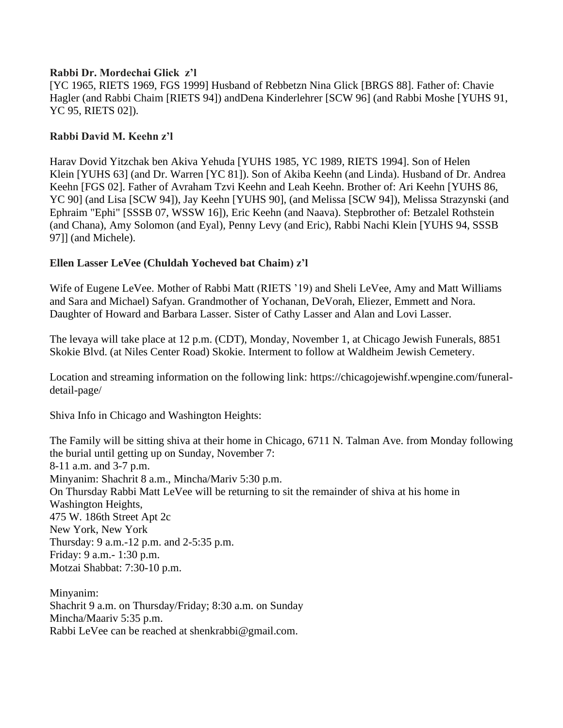**Rabbi Dr. Mordechai Glick z'l**
[YC 1965, RIETS 1969, FGS 1999] Husband of Rebbetzn Nina Glick [BRGS 88]. Father of: Chavie Hagler (and Rabbi Chaim [RIETS 94]) andDena Kinderlehrer [SCW 96] (and Rabbi Moshe [YUHS 91, YC 95, RIETS 02]).

**Rabbi David M. Keehn z'l**

Harav Dovid Yitzchak ben Akiva Yehuda [YUHS 1985, YC 1989, RIETS 1994]. Son of Helen Klein [YUHS 63] (and Dr. Warren [YC 81]). Son of Akiba Keehn (and Linda). Husband of Dr. Andrea Keehn [FGS 02]. Father of Avraham Tzvi Keehn and Leah Keehn. Brother of: Ari Keehn [YUHS 86, YC 90] (and Lisa [SCW 94]), Jay Keehn [YUHS 90], (and Melissa [SCW 94]), Melissa Strazynski (and Ephraim "Ephi" [SSSB 07, WSSW 16]), Eric Keehn (and Naava). Stepbrother of: Betzalel Rothstein (and Chana), Amy Solomon (and Eyal), Penny Levy (and Eric), Rabbi Nachi Klein [YUHS 94, SSSB 97]] (and Michele).

**Ellen Lasser LeVee (Chuldah Yocheved bat Chaim) z'l**

Wife of Eugene LeVee. Mother of Rabbi Matt (RIETS '19) and Sheli LeVee, Amy and Matt Williams and Sara and Michael) Safyan. Grandmother of Yochanan, DeVorah, Eliezer, Emmett and Nora. Daughter of Howard and Barbara Lasser. Sister of Cathy Lasser and Alan and Lovi Lasser.

The levaya will take place at 12 p.m. (CDT), Monday, November 1, at Chicago Jewish Funerals, 8851 Skokie Blvd. (at Niles Center Road) Skokie. Interment to follow at Waldheim Jewish Cemetery.

Location and streaming information on the following link: https://chicagojewishf.wpengine.com/funeral-detail-page/

Shiva Info in Chicago and Washington Heights:

The Family will be sitting shiva at their home in Chicago, 6711 N. Talman Ave. from Monday following the burial until getting up on Sunday, November 7:
8-11 a.m. and 3-7 p.m.
Minyanim: Shachrit 8 a.m., Mincha/Mariv 5:30 p.m.
On Thursday Rabbi Matt LeVee will be returning to sit the remainder of shiva at his home in Washington Heights,
475 W. 186th Street Apt 2c
New York, New York
Thursday: 9 a.m.-12 p.m. and 2-5:35 p.m.
Friday: 9 a.m.- 1:30 p.m.
Motzai Shabbat: 7:30-10 p.m.

Minyanim:
Shachrit 9 a.m. on Thursday/Friday; 8:30 a.m. on Sunday
Mincha/Maariv 5:35 p.m.
Rabbi LeVee can be reached at shenkrabbi@gmail.com.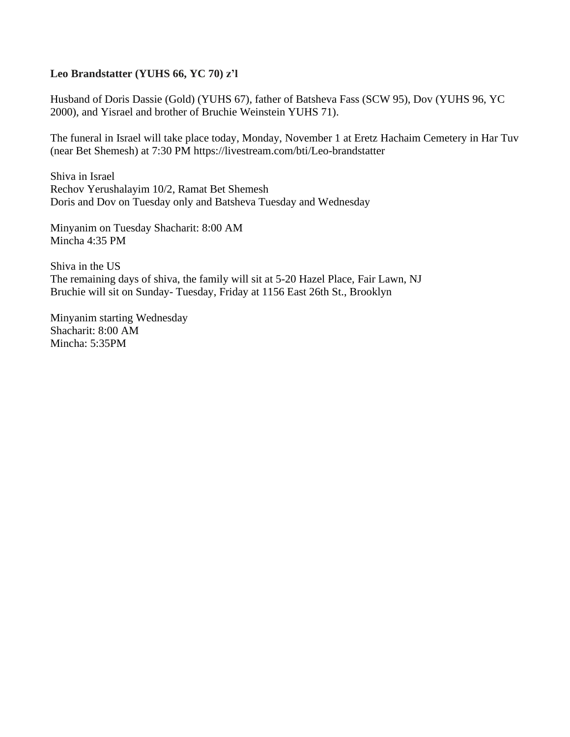**Leo Brandstatter (YUHS 66, YC 70) z'l**

Husband of Doris Dassie (Gold) (YUHS 67), father of Batsheva Fass (SCW 95), Dov (YUHS 96, YC 2000), and Yisrael and brother of Bruchie Weinstein YUHS 71).

The funeral in Israel will take place today, Monday, November 1 at Eretz Hachaim Cemetery in Har Tuv (near Bet Shemesh) at 7:30 PM https://livestream.com/bti/Leo-brandstatter

Shiva in Israel
Rechov Yerushalayim 10/2, Ramat Bet Shemesh
Doris and Dov on Tuesday only and Batsheva Tuesday and Wednesday

Minyanim on Tuesday Shacharit: 8:00 AM
Mincha 4:35 PM

Shiva in the US
The remaining days of shiva, the family will sit at 5-20 Hazel Place, Fair Lawn, NJ
Bruchie will sit on Sunday- Tuesday, Friday at 1156 East 26th St., Brooklyn

Minyanim starting Wednesday
Shacharit: 8:00 AM
Mincha: 5:35PM